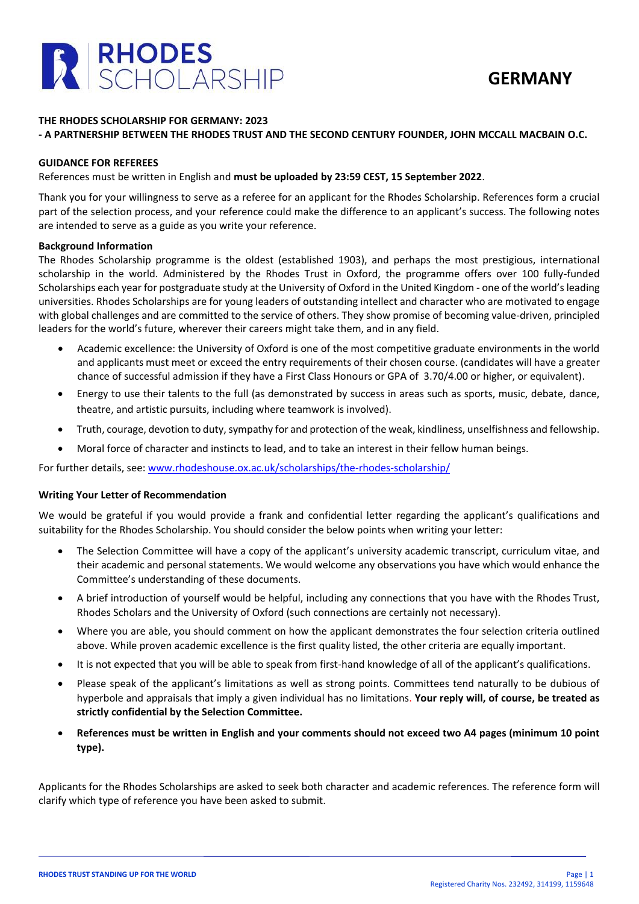# RHODES SCHOLARSHIP

**GERMANY**

**THE RHODES SCHOLARSHIP FOR GERMANY: 2023**
**- A PARTNERSHIP BETWEEN THE RHODES TRUST AND THE SECOND CENTURY FOUNDER, JOHN MCCALL MACBAIN O.C.**

## GUIDANCE FOR REFEREES

References must be written in English and **must be uploaded by 23:59 CEST, 15 September 2022**.

Thank you for your willingness to serve as a referee for an applicant for the Rhodes Scholarship. References form a crucial part of the selection process, and your reference could make the difference to an applicant's success. The following notes are intended to serve as a guide as you write your reference.

### Background Information

The Rhodes Scholarship programme is the oldest (established 1903), and perhaps the most prestigious, international scholarship in the world. Administered by the Rhodes Trust in Oxford, the programme offers over 100 fully-funded Scholarships each year for postgraduate study at the University of Oxford in the United Kingdom - one of the world's leading universities. Rhodes Scholarships are for young leaders of outstanding intellect and character who are motivated to engage with global challenges and are committed to the service of others. They show promise of becoming value-driven, principled leaders for the world's future, wherever their careers might take them, and in any field.

- Academic excellence: the University of Oxford is one of the most competitive graduate environments in the world and applicants must meet or exceed the entry requirements of their chosen course. (candidates will have a greater chance of successful admission if they have a First Class Honours or GPA of 3.70/4.00 or higher, or equivalent).
- Energy to use their talents to the full (as demonstrated by success in areas such as sports, music, debate, dance, theatre, and artistic pursuits, including where teamwork is involved).
- Truth, courage, devotion to duty, sympathy for and protection of the weak, kindliness, unselfishness and fellowship.
- Moral force of character and instincts to lead, and to take an interest in their fellow human beings.

For further details, see: www.rhodeshouse.ox.ac.uk/scholarships/the-rhodes-scholarship/

### Writing Your Letter of Recommendation

We would be grateful if you would provide a frank and confidential letter regarding the applicant's qualifications and suitability for the Rhodes Scholarship. You should consider the below points when writing your letter:

- The Selection Committee will have a copy of the applicant's university academic transcript, curriculum vitae, and their academic and personal statements. We would welcome any observations you have which would enhance the Committee's understanding of these documents.
- A brief introduction of yourself would be helpful, including any connections that you have with the Rhodes Trust, Rhodes Scholars and the University of Oxford (such connections are certainly not necessary).
- Where you are able, you should comment on how the applicant demonstrates the four selection criteria outlined above. While proven academic excellence is the first quality listed, the other criteria are equally important.
- It is not expected that you will be able to speak from first-hand knowledge of all of the applicant's qualifications.
- Please speak of the applicant's limitations as well as strong points. Committees tend naturally to be dubious of hyperbole and appraisals that imply a given individual has no limitations. **Your reply will, of course, be treated as strictly confidential by the Selection Committee.**
- **References must be written in English and your comments should not exceed two A4 pages (minimum 10 point type).**

Applicants for the Rhodes Scholarships are asked to seek both character and academic references. The reference form will clarify which type of reference you have been asked to submit.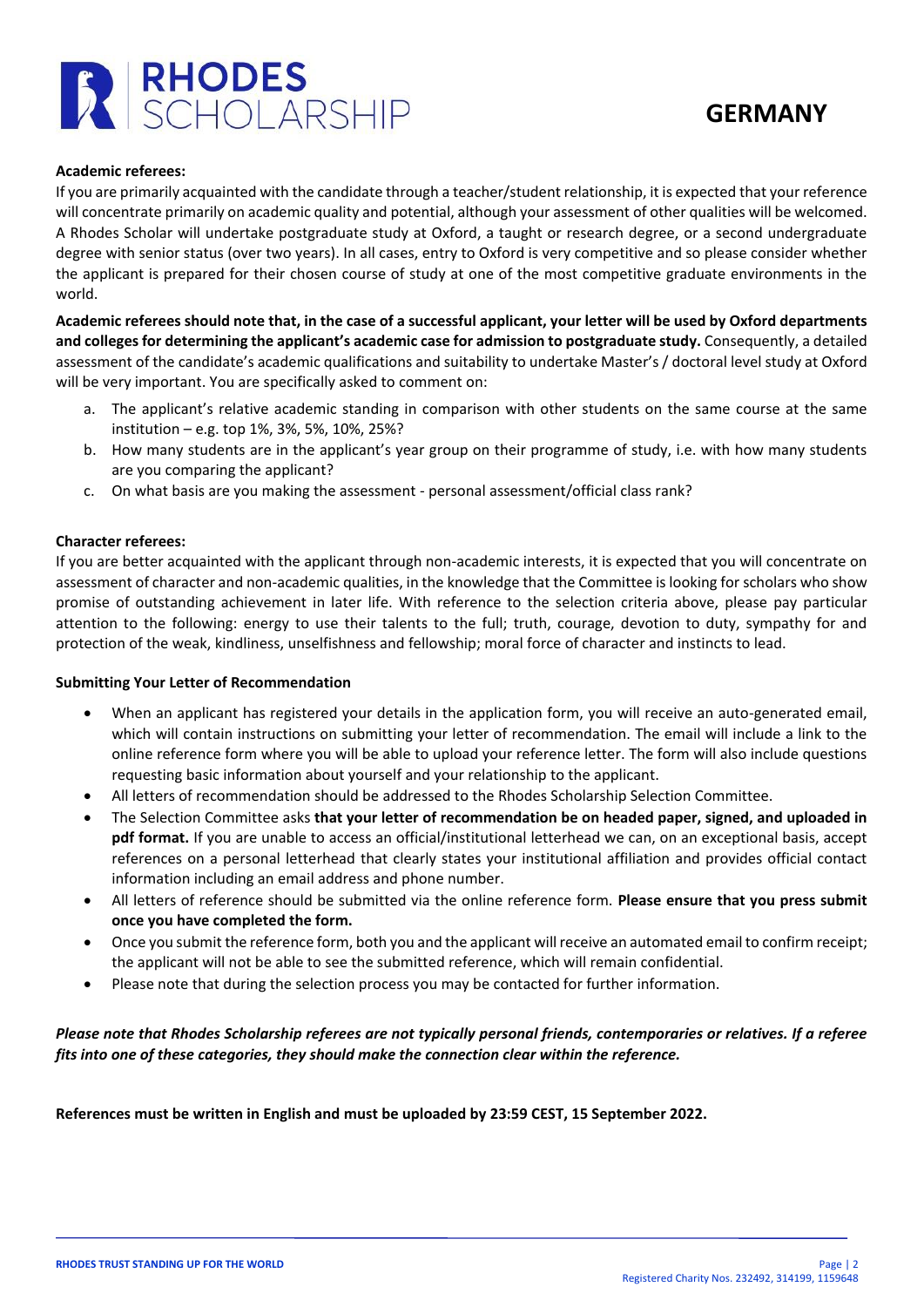**Academic referees:**

If you are primarily acquainted with the candidate through a teacher/student relationship, it is expected that your reference will concentrate primarily on academic quality and potential, although your assessment of other qualities will be welcomed. A Rhodes Scholar will undertake postgraduate study at Oxford, a taught or research degree, or a second undergraduate degree with senior status (over two years). In all cases, entry to Oxford is very competitive and so please consider whether the applicant is prepared for their chosen course of study at one of the most competitive graduate environments in the world.

**Academic referees should note that, in the case of a successful applicant, your letter will be used by Oxford departments and colleges for determining the applicant's academic case for admission to postgraduate study.** Consequently, a detailed assessment of the candidate's academic qualifications and suitability to undertake Master's / doctoral level study at Oxford will be very important. You are specifically asked to comment on:

a. The applicant's relative academic standing in comparison with other students on the same course at the same institution – e.g. top 1%, 3%, 5%, 10%, 25%?
b. How many students are in the applicant's year group on their programme of study, i.e. with how many students are you comparing the applicant?
c. On what basis are you making the assessment - personal assessment/official class rank?

**Character referees:**

If you are better acquainted with the applicant through non-academic interests, it is expected that you will concentrate on assessment of character and non-academic qualities, in the knowledge that the Committee is looking for scholars who show promise of outstanding achievement in later life. With reference to the selection criteria above, please pay particular attention to the following: energy to use their talents to the full; truth, courage, devotion to duty, sympathy for and protection of the weak, kindliness, unselfishness and fellowship; moral force of character and instincts to lead.

**Submitting Your Letter of Recommendation**

- When an applicant has registered your details in the application form, you will receive an auto-generated email, which will contain instructions on submitting your letter of recommendation. The email will include a link to the online reference form where you will be able to upload your reference letter. The form will also include questions requesting basic information about yourself and your relationship to the applicant.
- All letters of recommendation should be addressed to the Rhodes Scholarship Selection Committee.
- The Selection Committee asks **that your letter of recommendation be on headed paper, signed, and uploaded in pdf format.** If you are unable to access an official/institutional letterhead we can, on an exceptional basis, accept references on a personal letterhead that clearly states your institutional affiliation and provides official contact information including an email address and phone number.
- All letters of reference should be submitted via the online reference form. **Please ensure that you press submit once you have completed the form.**
- Once you submit the reference form, both you and the applicant will receive an automated email to confirm receipt; the applicant will not be able to see the submitted reference, which will remain confidential.
- Please note that during the selection process you may be contacted for further information.

***Please note that Rhodes Scholarship referees are not typically personal friends, contemporaries or relatives. If a referee fits into one of these categories, they should make the connection clear within the reference.***

**References must be written in English and must be uploaded by 23:59 CEST, 15 September 2022.**